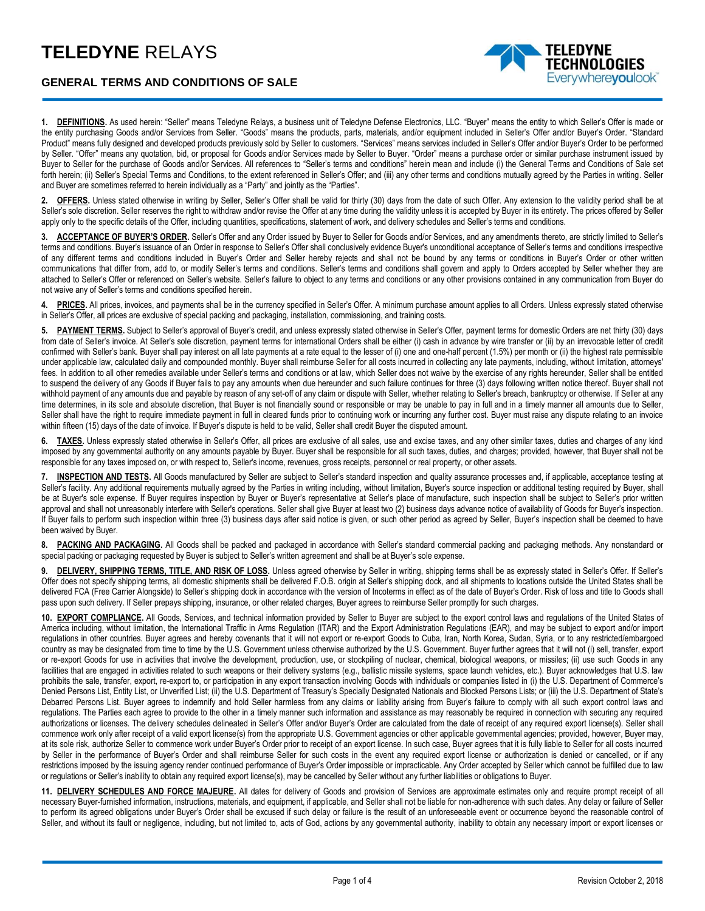# TELEDYNE RELAYS

## GENERAL TERMS AND CONDITIONS OF SALE

**1. DEFINITIONS.** As used herein: "Seller" means Teledyne Relays, a business unit of Teledyne Defense Electronics, LLC. "Buyer" means the entity to which Seller's Offer is made or the entity purchasing Goods and/or Services from Seller. "Goods" means the products, parts, materials, and/or equipment included in Seller's Offer and/or Buyer's Order. "Standard Product" means fully designed and developed products previously sold by Seller to customers. "Services" means services included in Seller's Offer and/or Buyer's Order to be performed by Seller. "Offer" means any quotation, bid, or proposal for Goods and/or Services made by Seller to Buyer. "Order" means a purchase order or similar purchase instrument issued by Buyer to Seller for the purchase of Goods and/or Services. All references to "Seller's terms and conditions" herein mean and include (i) the General Terms and Conditions of Sale set forth herein; (ii) Seller's Special Terms and Conditions, to the extent referenced in Seller's Offer; and (iii) any other terms and conditions mutually agreed by the Parties in writing. Seller and Buyer are sometimes referred to herein individually as a "Party" and jointly as the "Parties".

**2. OFFERS.** Unless stated otherwise in writing by Seller, Seller's Offer shall be valid for thirty (30) days from the date of such Offer. Any extension to the validity period shall be at Seller's sole discretion. Seller reserves the right to withdraw and/or revise the Offer at any time during the validity unless it is accepted by Buyer in its entirety. The prices offered by Seller apply only to the specific details of the Offer, including quantities, specifications, statement of work, and delivery schedules and Seller's terms and conditions.

**3. ACCEPTANCE OF BUYER'S ORDER.** Seller's Offer and any Order issued by Buyer to Seller for Goods and/or Services, and any amendments thereto, are strictly limited to Seller's terms and conditions. Buyer's issuance of an Order in response to Seller's Offer shall conclusively evidence Buyer's unconditional acceptance of Seller's terms and conditions irrespective of any different terms and conditions included in Buyer's Order and Seller hereby rejects and shall not be bound by any terms or conditions in Buyer's Order or other written communications that differ from, add to, or modify Seller's terms and conditions. Seller's terms and conditions shall govern and apply to Orders accepted by Seller whether they are attached to Seller's Offer or referenced on Seller's website. Seller's failure to object to any terms and conditions or any other provisions contained in any communication from Buyer do not waive any of Seller's terms and conditions specified herein.

**4. PRICES.** All prices, invoices, and payments shall be in the currency specified in Seller's Offer. A minimum purchase amount applies to all Orders. Unless expressly stated otherwise in Seller's Offer, all prices are exclusive of special packing and packaging, installation, commissioning, and training costs.

**5. PAYMENT TERMS.** Subject to Seller's approval of Buyer's credit, and unless expressly stated otherwise in Seller's Offer, payment terms for domestic Orders are net thirty (30) days from date of Seller's invoice. At Seller's sole discretion, payment terms for international Orders shall be either (i) cash in advance by wire transfer or (ii) by an irrevocable letter of credit confirmed with Seller's bank. Buyer shall pay interest on all late payments at a rate equal to the lesser of (i) one and one-half percent (1.5%) per month or (ii) the highest rate permissible under applicable law, calculated daily and compounded monthly. Buyer shall reimburse Seller for all costs incurred in collecting any late payments, including, without limitation, attorneys' fees. In addition to all other remedies available under Seller's terms and conditions or at law, which Seller does not waive by the exercise of any rights hereunder, Seller shall be entitled to suspend the delivery of any Goods if Buyer fails to pay any amounts when due hereunder and such failure continues for three (3) days following written notice thereof. Buyer shall not withhold payment of any amounts due and payable by reason of any set-off of any claim or dispute with Seller, whether relating to Seller's breach, bankruptcy or otherwise. If Seller at any time determines, in its sole and absolute discretion, that Buyer is not financially sound or responsible or may be unable to pay in full and in a timely manner all amounts due to Seller, Seller shall have the right to require immediate payment in full in cleared funds prior to continuing work or incurring any further cost. Buyer must raise any dispute relating to an invoice within fifteen (15) days of the date of invoice. If Buyer's dispute is held to be valid, Seller shall credit Buyer the disputed amount.

**6. TAXES.** Unless expressly stated otherwise in Seller's Offer, all prices are exclusive of all sales, use and excise taxes, and any other similar taxes, duties and charges of any kind imposed by any governmental authority on any amounts payable by Buyer. Buyer shall be responsible for all such taxes, duties, and charges; provided, however, that Buyer shall not be responsible for any taxes imposed on, or with respect to, Seller's income, revenues, gross receipts, personnel or real property, or other assets.

**7. INSPECTION AND TESTS.** All Goods manufactured by Seller are subject to Seller's standard inspection and quality assurance processes and, if applicable, acceptance testing at Seller's facility. Any additional requirements mutually agreed by the Parties in writing including, without limitation, Buyer's source inspection or additional testing required by Buyer, shall be at Buyer's sole expense. If Buyer requires inspection by Buyer or Buyer's representative at Seller's place of manufacture, such inspection shall be subject to Seller's prior written approval and shall not unreasonably interfere with Seller's operations. Seller shall give Buyer at least two (2) business days advance notice of availability of Goods for Buyer's inspection. If Buyer fails to perform such inspection within three (3) business days after said notice is given, or such other period as agreed by Seller, Buyer's inspection shall be deemed to have been waived by Buyer.

**8. PACKING AND PACKAGING.** All Goods shall be packed and packaged in accordance with Seller's standard commercial packing and packaging methods. Any nonstandard or special packing or packaging requested by Buyer is subject to Seller's written agreement and shall be at Buyer's sole expense.

**9. DELIVERY, SHIPPING TERMS, TITLE, AND RISK OF LOSS.** Unless agreed otherwise by Seller in writing, shipping terms shall be as expressly stated in Seller's Offer. If Seller's Offer does not specify shipping terms, all domestic shipments shall be delivered F.O.B. origin at Seller's shipping dock, and all shipments to locations outside the United States shall be delivered FCA (Free Carrier Alongside) to Seller's shipping dock in accordance with the version of Incoterms in effect as of the date of Buyer's Order. Risk of loss and title to Goods shall pass upon such delivery. If Seller prepays shipping, insurance, or other related charges, Buyer agrees to reimburse Seller promptly for such charges.

**10. EXPORT COMPLIANCE.** All Goods, Services, and technical information provided by Seller to Buyer are subject to the export control laws and regulations of the United States of America including, without limitation, the International Traffic in Arms Regulation (ITAR) and the Export Administration Regulations (EAR), and may be subject to export and/or import regulations in other countries. Buyer agrees and hereby covenants that it will not export or re-export Goods to Cuba, Iran, North Korea, Sudan, Syria, or to any restricted/embargoed country as may be designated from time to time by the U.S. Government unless otherwise authorized by the U.S. Government. Buyer further agrees that it will not (i) sell, transfer, export or re-export Goods for use in activities that involve the development, production, use, or stockpiling of nuclear, chemical, biological weapons, or missiles; (ii) use such Goods in any facilities that are engaged in activities related to such weapons or their delivery systems (e.g., ballistic missile systems, space launch vehicles, etc.). Buyer acknowledges that U.S. law prohibits the sale, transfer, export, re-export to, or participation in any export transaction involving Goods with individuals or companies listed in (i) the U.S. Department of Commerce's Denied Persons List, Entity List, or Unverified List; (ii) the U.S. Department of Treasury's Specially Designated Nationals and Blocked Persons List; or (iii) the U.S. Department of State's Debarred Persons List. Buyer agrees to indemnify and hold Seller harmless from any claims or liability arising from Buyer's failure to comply with all such export control laws and regulations. The Parties each agree to provide to the other in a timely manner such information and assistance as may reasonably be required in connection with securing any required authorizations or licenses. The delivery schedules delineated in Seller's Offer and/or Buyer's Order are calculated from the date of receipt of any required export license(s). Seller shall commence work only after receipt of a valid export license(s) from the appropriate U.S. Government agencies or other applicable governmental agencies; provided, however, Buyer may, at its sole risk, authorize Seller to commence work under Buyer's Order prior to receipt of an export license. In such case, Buyer agrees that it is fully liable to Seller for all costs incurred by Seller in the performance of Buyer's Order and shall reimburse Seller for such costs in the event any required export license or authorization is denied or cancelled, or if any restrictions imposed by the issuing agency render continued performance of Buyer's Order impossible or impracticable. Any Order accepted by Seller which cannot be fulfilled due to law or regulations or Seller's inability to obtain any required export license(s), may be cancelled by Seller without any further liabilities or obligations to Buyer.

**11. DELIVERY SCHEDULES AND FORCE MAJEURE.** All dates for delivery of Goods and provision of Services are approximate estimates only and require prompt receipt of all necessary Buyer-furnished information, instructions, materials, and equipment, if applicable, and Seller shall not be liable for non-adherence with such dates. Any delay or failure of Seller to perform its agreed obligations under Buyer's Order shall be excused if such delay or failure is the result of an unforeseeable event or occurrence beyond the reasonable control of Seller, and without its fault or negligence, including, but not limited to, acts of God, actions by any governmental authority, inability to obtain any necessary import or export licenses or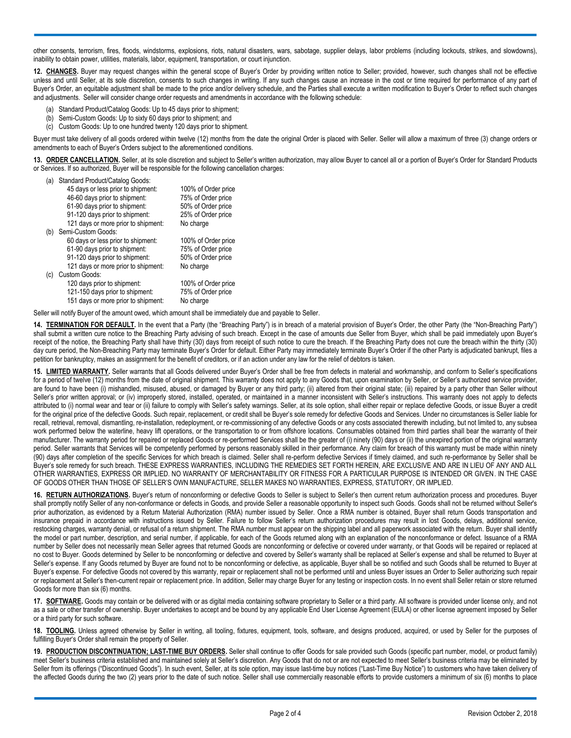other consents, terrorism, fires, floods, windstorms, explosions, riots, natural disasters, wars, sabotage, supplier delays, labor problems (including lockouts, strikes, and slowdowns), inability to obtain power, utilities, materials, labor, equipment, transportation, or court injunction.

**12. CHANGES.** Buyer may request changes within the general scope of Buyer's Order by providing written notice to Seller; provided, however, such changes shall not be effective unless and until Seller, at its sole discretion, consents to such changes in writing. If any such changes cause an increase in the cost or time required for performance of any part of Buyer's Order, an equitable adjustment shall be made to the price and/or delivery schedule, and the Parties shall execute a written modification to Buyer's Order to reflect such changes and adjustments. Seller will consider change order requests and amendments in accordance with the following schedule:

(a) Standard Product/Catalog Goods: Up to 45 days prior to shipment;
(b) Semi-Custom Goods: Up to sixty 60 days prior to shipment; and
(c) Custom Goods: Up to one hundred twenty 120 days prior to shipment.

Buyer must take delivery of all goods ordered within twelve (12) months from the date the original Order is placed with Seller. Seller will allow a maximum of three (3) change orders or amendments to each of Buyer's Orders subject to the aforementioned conditions.

**13. ORDER CANCELLATION.** Seller, at its sole discretion and subject to Seller's written authorization, may allow Buyer to cancel all or a portion of Buyer's Order for Standard Products or Services. If so authorized, Buyer will be responsible for the following cancellation charges:

(a) Standard Product/Catalog Goods:

| | |
|---|---|
| 45 days or less prior to shipment: | 100% of Order price |
| 46-60 days prior to shipment: | 75% of Order price |
| 61-90 days prior to shipment: | 50% of Order price |
| 91-120 days prior to shipment: | 25% of Order price |
| 121 days or more prior to shipment: | No charge |

(b) Semi-Custom Goods:

| | |
|---|---|
| 60 days or less prior to shipment: | 100% of Order price |
| 61-90 days prior to shipment: | 75% of Order price |
| 91-120 days prior to shipment: | 50% of Order price |
| 121 days or more prior to shipment: | No charge |

(c) Custom Goods:

| | |
|---|---|
| 120 days prior to shipment: | 100% of Order price |
| 121-150 days prior to shipment: | 75% of Order price |
| 151 days or more prior to shipment: | No charge |

Seller will notify Buyer of the amount owed, which amount shall be immediately due and payable to Seller.

**14. TERMINATION FOR DEFAULT.** In the event that a Party (the "Breaching Party") is in breach of a material provision of Buyer's Order, the other Party (the "Non-Breaching Party") shall submit a written cure notice to the Breaching Party advising of such breach. Except in the case of amounts due Seller from Buyer, which shall be paid immediately upon Buyer's receipt of the notice, the Breaching Party shall have thirty (30) days from receipt of such notice to cure the breach. If the Breaching Party does not cure the breach within the thirty (30) day cure period, the Non-Breaching Party may terminate Buyer's Order for default. Either Party may immediately terminate Buyer's Order if the other Party is adjudicated bankrupt, files a petition for bankruptcy, makes an assignment for the benefit of creditors, or if an action under any law for the relief of debtors is taken.

**15. LIMITED WARRANTY.** Seller warrants that all Goods delivered under Buyer's Order shall be free from defects in material and workmanship, and conform to Seller's specifications for a period of twelve (12) months from the date of original shipment. This warranty does not apply to any Goods that, upon examination by Seller, or Seller's authorized service provider, are found to have been (i) mishandled, misused, abused, or damaged by Buyer or any third party; (ii) altered from their original state; (iii) repaired by a party other than Seller without Seller's prior written approval; or (iv) improperly stored, installed, operated, or maintained in a manner inconsistent with Seller's instructions. This warranty does not apply to defects attributed to (i) normal wear and tear or (ii) failure to comply with Seller's safety warnings. Seller, at its sole option, shall either repair or replace defective Goods, or issue Buyer a credit for the original price of the defective Goods. Such repair, replacement, or credit shall be Buyer's sole remedy for defective Goods and Services. Under no circumstances is Seller liable for recall, retrieval, removal, dismantling, re-installation, redeployment, or re-commissioning of any defective Goods or any costs associated therewith including, but not limited to, any subsea work performed below the waterline, heavy lift operations, or the transportation to or from offshore locations. Consumables obtained from third parties shall bear the warranty of their manufacturer. The warranty period for repaired or replaced Goods or re-performed Services shall be the greater of (i) ninety (90) days or (ii) the unexpired portion of the original warranty period. Seller warrants that Services will be competently performed by persons reasonably skilled in their performance. Any claim for breach of this warranty must be made within ninety (90) days after completion of the specific Services for which breach is claimed. Seller shall re-perform defective Services if timely claimed, and such re-performance by Seller shall be Buyer's sole remedy for such breach. THESE EXPRESS WARRANTIES, INCLUDING THE REMEDIES SET FORTH HEREIN, ARE EXCLUSIVE AND ARE IN LIEU OF ANY AND ALL OTHER WARRANTIES, EXPRESS OR IMPLIED. NO WARRANTY OF MERCHANTABILITY OR FITNESS FOR A PARTICULAR PURPOSE IS INTENDED OR GIVEN. IN THE CASE OF GOODS OTHER THAN THOSE OF SELLER'S OWN MANUFACTURE, SELLER MAKES NO WARRANTIES, EXPRESS, STATUTORY, OR IMPLIED.

**16. RETURN AUTHORIZATIONS.** Buyer's return of nonconforming or defective Goods to Seller is subject to Seller's then current return authorization process and procedures. Buyer shall promptly notify Seller of any non-conformance or defects in Goods, and provide Seller a reasonable opportunity to inspect such Goods. Goods shall not be returned without Seller's prior authorization, as evidenced by a Return Material Authorization (RMA) number issued by Seller. Once a RMA number is obtained, Buyer shall return Goods transportation and insurance prepaid in accordance with instructions issued by Seller. Failure to follow Seller's return authorization procedures may result in lost Goods, delays, additional service, restocking charges, warranty denial, or refusal of a return shipment. The RMA number must appear on the shipping label and all paperwork associated with the return. Buyer shall identify the model or part number, description, and serial number, if applicable, for each of the Goods returned along with an explanation of the nonconformance or defect. Issuance of a RMA number by Seller does not necessarily mean Seller agrees that returned Goods are nonconforming or defective or covered under warranty, or that Goods will be repaired or replaced at no cost to Buyer. Goods determined by Seller to be nonconforming or defective and covered by Seller's warranty shall be replaced at Seller's expense and shall be returned to Buyer at Seller's expense. If any Goods returned by Buyer are found not to be nonconforming or defective, as applicable, Buyer shall be so notified and such Goods shall be returned to Buyer at Buyer's expense. For defective Goods not covered by this warranty, repair or replacement shall not be performed until and unless Buyer issues an Order to Seller authorizing such repair or replacement at Seller's then-current repair or replacement price. In addition, Seller may charge Buyer for any testing or inspection costs. In no event shall Seller retain or store returned Goods for more than six (6) months.

**17. SOFTWARE.** Goods may contain or be delivered with or as digital media containing software proprietary to Seller or a third party. All software is provided under license only, and not as a sale or other transfer of ownership. Buyer undertakes to accept and be bound by any applicable End User License Agreement (EULA) or other license agreement imposed by Seller or a third party for such software.

**18. TOOLING.** Unless agreed otherwise by Seller in writing, all tooling, fixtures, equipment, tools, software, and designs produced, acquired, or used by Seller for the purposes of fulfilling Buyer's Order shall remain the property of Seller.

**19. PRODUCTION DISCONTINUATION; LAST-TIME BUY ORDERS.** Seller shall continue to offer Goods for sale provided such Goods (specific part number, model, or product family) meet Seller's business criteria established and maintained solely at Seller's discretion. Any Goods that do not or are not expected to meet Seller's business criteria may be eliminated by Seller from its offerings ("Discontinued Goods"). In such event, Seller, at its sole option, may issue last-time buy notices ("Last-Time Buy Notice") to customers who have taken delivery of the affected Goods during the two (2) years prior to the date of such notice. Seller shall use commercially reasonable efforts to provide customers a minimum of six (6) months to place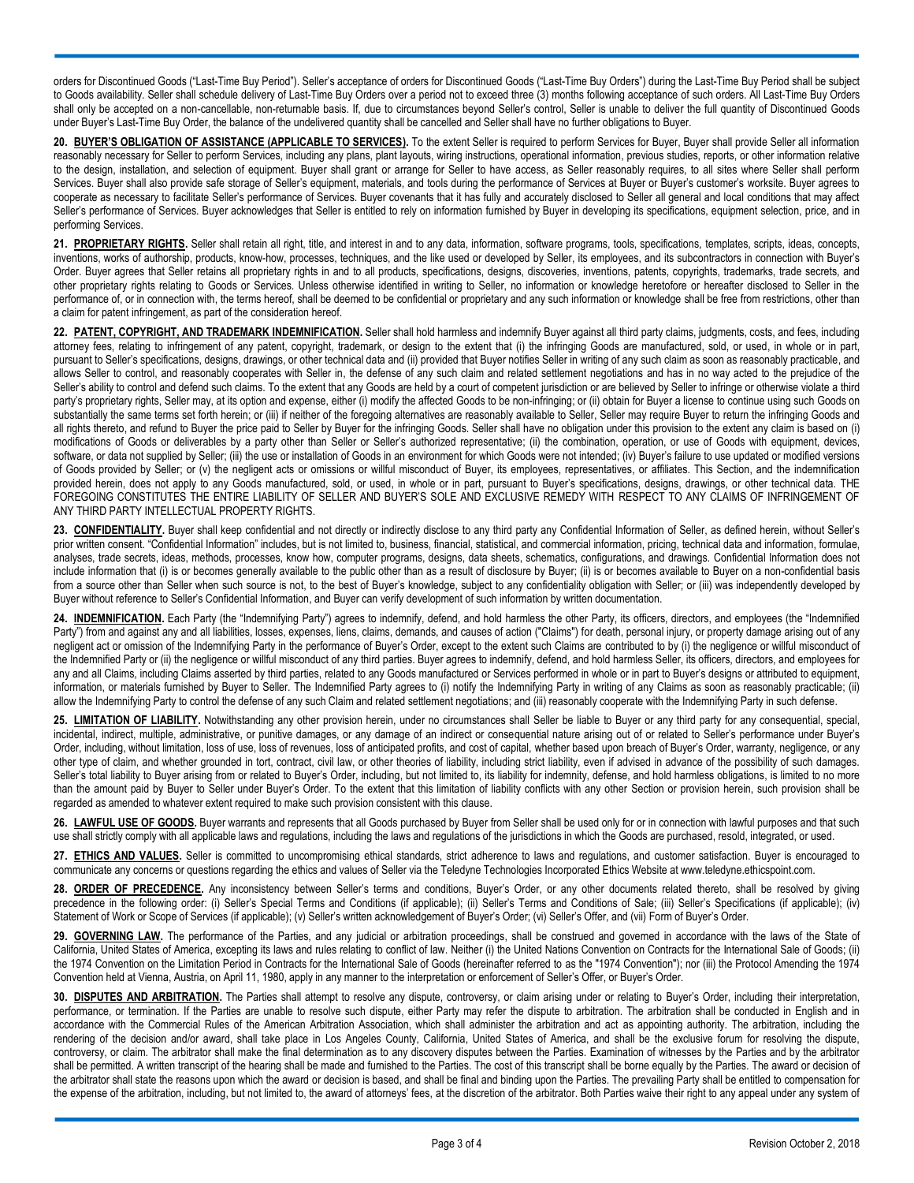orders for Discontinued Goods ("Last-Time Buy Period"). Seller's acceptance of orders for Discontinued Goods ("Last-Time Buy Orders") during the Last-Time Buy Period shall be subject to Goods availability. Seller shall schedule delivery of Last-Time Buy Orders over a period not to exceed three (3) months following acceptance of such orders. All Last-Time Buy Orders shall only be accepted on a non-cancellable, non-returnable basis. If, due to circumstances beyond Seller's control, Seller is unable to deliver the full quantity of Discontinued Goods under Buyer's Last-Time Buy Order, the balance of the undelivered quantity shall be cancelled and Seller shall have no further obligations to Buyer.

**20. <u>BUYER'S OBLIGATION OF ASSISTANCE (APPLICABLE TO SERVICES)</u>.** To the extent Seller is required to perform Services for Buyer, Buyer shall provide Seller all information reasonably necessary for Seller to perform Services, including any plans, plant layouts, wiring instructions, operational information, previous studies, reports, or other information relative to the design, installation, and selection of equipment. Buyer shall grant or arrange for Seller to have access, as Seller reasonably requires, to all sites where Seller shall perform Services. Buyer shall also provide safe storage of Seller's equipment, materials, and tools during the performance of Services at Buyer or Buyer's customer's worksite. Buyer agrees to cooperate as necessary to facilitate Seller's performance of Services. Buyer covenants that it has fully and accurately disclosed to Seller all general and local conditions that may affect Seller's performance of Services. Buyer acknowledges that Seller is entitled to rely on information furnished by Buyer in developing its specifications, equipment selection, price, and in performing Services.

**21. <u>PROPRIETARY RIGHTS</u>.** Seller shall retain all right, title, and interest in and to any data, information, software programs, tools, specifications, templates, scripts, ideas, concepts, inventions, works of authorship, products, know-how, processes, techniques, and the like used or developed by Seller, its employees, and its subcontractors in connection with Buyer's Order. Buyer agrees that Seller retains all proprietary rights in and to all products, specifications, designs, discoveries, inventions, patents, copyrights, trademarks, trade secrets, and other proprietary rights relating to Goods or Services. Unless otherwise identified in writing to Seller, no information or knowledge heretofore or hereafter disclosed to Seller in the performance of, or in connection with, the terms hereof, shall be deemed to be confidential or proprietary and any such information or knowledge shall be free from restrictions, other than a claim for patent infringement, as part of the consideration hereof.

**22. <u>PATENT, COPYRIGHT, AND TRADEMARK INDEMNIFICATION</u>.** Seller shall hold harmless and indemnify Buyer against all third party claims, judgments, costs, and fees, including attorney fees, relating to infringement of any patent, copyright, trademark, or design to the extent that (i) the infringing Goods are manufactured, sold, or used, in whole or in part, pursuant to Seller's specifications, designs, drawings, or other technical data and (ii) provided that Buyer notifies Seller in writing of any such claim as soon as reasonably practicable, and allows Seller to control, and reasonably cooperates with Seller in, the defense of any such claim and related settlement negotiations and has in no way acted to the prejudice of the Seller's ability to control and defend such claims. To the extent that any Goods are held by a court of competent jurisdiction or are believed by Seller to infringe or otherwise violate a third party's proprietary rights, Seller may, at its option and expense, either (i) modify the affected Goods to be non-infringing; or (ii) obtain for Buyer a license to continue using such Goods on substantially the same terms set forth herein; or (iii) if neither of the foregoing alternatives are reasonably available to Seller, Seller may require Buyer to return the infringing Goods and all rights thereto, and refund to Buyer the price paid to Seller by Buyer for the infringing Goods. Seller shall have no obligation under this provision to the extent any claim is based on (i) modifications of Goods or deliverables by a party other than Seller or Seller's authorized representative; (ii) the combination, operation, or use of Goods with equipment, devices, software, or data not supplied by Seller; (iii) the use or installation of Goods in an environment for which Goods were not intended; (iv) Buyer's failure to use updated or modified versions of Goods provided by Seller; or (v) the negligent acts or omissions or willful misconduct of Buyer, its employees, representatives, or affiliates. This Section, and the indemnification provided herein, does not apply to any Goods manufactured, sold, or used, in whole or in part, pursuant to Buyer's specifications, designs, drawings, or other technical data. THE FOREGOING CONSTITUTES THE ENTIRE LIABILITY OF SELLER AND BUYER'S SOLE AND EXCLUSIVE REMEDY WITH RESPECT TO ANY CLAIMS OF INFRINGEMENT OF ANY THIRD PARTY INTELLECTUAL PROPERTY RIGHTS.

**23. <u>CONFIDENTIALITY</u>.** Buyer shall keep confidential and not directly or indirectly disclose to any third party any Confidential Information of Seller, as defined herein, without Seller's prior written consent. "Confidential Information" includes, but is not limited to, business, financial, statistical, and commercial information, pricing, technical data and information, formulae, analyses, trade secrets, ideas, methods, processes, know how, computer programs, designs, data sheets, schematics, configurations, and drawings. Confidential Information does not include information that (i) is or becomes generally available to the public other than as a result of disclosure by Buyer; (ii) is or becomes available to Buyer on a non-confidential basis from a source other than Seller when such source is not, to the best of Buyer's knowledge, subject to any confidentiality obligation with Seller; or (iii) was independently developed by Buyer without reference to Seller's Confidential Information, and Buyer can verify development of such information by written documentation.

**24. <u>INDEMNIFICATION</u>.** Each Party (the "Indemnifying Party") agrees to indemnify, defend, and hold harmless the other Party, its officers, directors, and employees (the "Indemnified Party") from and against any and all liabilities, losses, expenses, liens, claims, demands, and causes of action ("Claims") for death, personal injury, or property damage arising out of any negligent act or omission of the Indemnifying Party in the performance of Buyer's Order, except to the extent such Claims are contributed to by (i) the negligence or willful misconduct of the Indemnified Party or (ii) the negligence or willful misconduct of any third parties. Buyer agrees to indemnify, defend, and hold harmless Seller, its officers, directors, and employees for any and all Claims, including Claims asserted by third parties, related to any Goods manufactured or Services performed in whole or in part to Buyer's designs or attributed to equipment, information, or materials furnished by Buyer to Seller. The Indemnified Party agrees to (i) notify the Indemnifying Party in writing of any Claims as soon as reasonably practicable; (ii) allow the Indemnifying Party to control the defense of any such Claim and related settlement negotiations; and (iii) reasonably cooperate with the Indemnifying Party in such defense.

**25. <u>LIMITATION OF LIABILITY</u>.** Notwithstanding any other provision herein, under no circumstances shall Seller be liable to Buyer or any third party for any consequential, special, incidental, indirect, multiple, administrative, or punitive damages, or any damage of an indirect or consequential nature arising out of or related to Seller's performance under Buyer's Order, including, without limitation, loss of use, loss of revenues, loss of anticipated profits, and cost of capital, whether based upon breach of Buyer's Order, warranty, negligence, or any other type of claim, and whether grounded in tort, contract, civil law, or other theories of liability, including strict liability, even if advised in advance of the possibility of such damages. Seller's total liability to Buyer arising from or related to Buyer's Order, including, but not limited to, its liability for indemnity, defense, and hold harmless obligations, is limited to no more than the amount paid by Buyer to Seller under Buyer's Order. To the extent that this limitation of liability conflicts with any other Section or provision herein, such provision shall be regarded as amended to whatever extent required to make such provision consistent with this clause.

**26. <u>LAWFUL USE OF GOODS</u>.** Buyer warrants and represents that all Goods purchased by Buyer from Seller shall be used only for or in connection with lawful purposes and that such use shall strictly comply with all applicable laws and regulations, including the laws and regulations of the jurisdictions in which the Goods are purchased, resold, integrated, or used.

**27. <u>ETHICS AND VALUES</u>.** Seller is committed to uncompromising ethical standards, strict adherence to laws and regulations, and customer satisfaction. Buyer is encouraged to communicate any concerns or questions regarding the ethics and values of Seller via the Teledyne Technologies Incorporated Ethics Website at www.teledyne.ethicspoint.com.

**28. <u>ORDER OF PRECEDENCE</u>.** Any inconsistency between Seller's terms and conditions, Buyer's Order, or any other documents related thereto, shall be resolved by giving precedence in the following order: (i) Seller's Special Terms and Conditions (if applicable); (ii) Seller's Terms and Conditions of Sale; (iii) Seller's Specifications (if applicable); (iv) Statement of Work or Scope of Services (if applicable); (v) Seller's written acknowledgement of Buyer's Order; (vi) Seller's Offer, and (vii) Form of Buyer's Order.

**29. <u>GOVERNING LAW</u>.** The performance of the Parties, and any judicial or arbitration proceedings, shall be construed and governed in accordance with the laws of the State of California, United States of America, excepting its laws and rules relating to conflict of law. Neither (i) the United Nations Convention on Contracts for the International Sale of Goods; (ii) the 1974 Convention on the Limitation Period in Contracts for the International Sale of Goods (hereinafter referred to as the "1974 Convention"); nor (iii) the Protocol Amending the 1974 Convention held at Vienna, Austria, on April 11, 1980, apply in any manner to the interpretation or enforcement of Seller's Offer, or Buyer's Order.

**30. <u>DISPUTES AND ARBITRATION</u>.** The Parties shall attempt to resolve any dispute, controversy, or claim arising under or relating to Buyer's Order, including their interpretation, performance, or termination. If the Parties are unable to resolve such dispute, either Party may refer the dispute to arbitration. The arbitration shall be conducted in English and in accordance with the Commercial Rules of the American Arbitration Association, which shall administer the arbitration and act as appointing authority. The arbitration, including the rendering of the decision and/or award, shall take place in Los Angeles County, California, United States of America, and shall be the exclusive forum for resolving the dispute, controversy, or claim. The arbitrator shall make the final determination as to any discovery disputes between the Parties. Examination of witnesses by the Parties and by the arbitrator shall be permitted. A written transcript of the hearing shall be made and furnished to the Parties. The cost of this transcript shall be borne equally by the Parties. The award or decision of the arbitrator shall state the reasons upon which the award or decision is based, and shall be final and binding upon the Parties. The prevailing Party shall be entitled to compensation for the expense of the arbitration, including, but not limited to, the award of attorneys' fees, at the discretion of the arbitrator. Both Parties waive their right to any appeal under any system of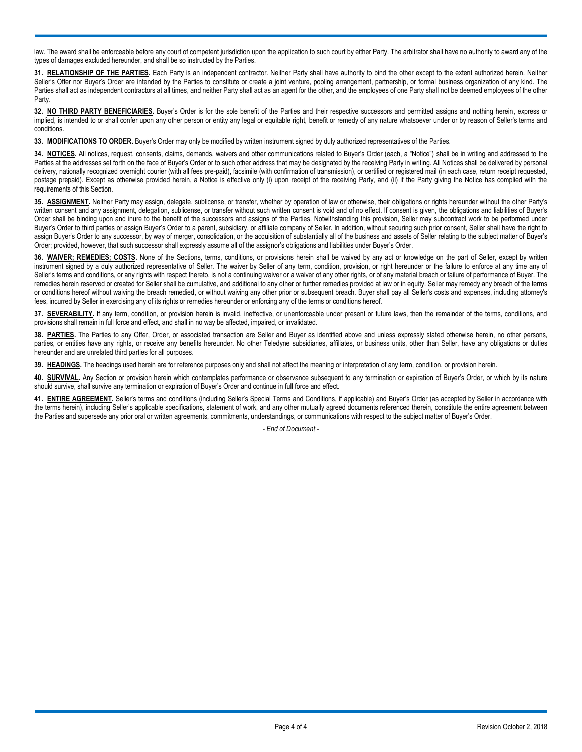law. The award shall be enforceable before any court of competent jurisdiction upon the application to such court by either Party. The arbitrator shall have no authority to award any of the types of damages excluded hereunder, and shall be so instructed by the Parties.

**31. RELATIONSHIP OF THE PARTIES.** Each Party is an independent contractor. Neither Party shall have authority to bind the other except to the extent authorized herein. Neither Seller's Offer nor Buyer's Order are intended by the Parties to constitute or create a joint venture, pooling arrangement, partnership, or formal business organization of any kind. The Parties shall act as independent contractors at all times, and neither Party shall act as an agent for the other, and the employees of one Party shall not be deemed employees of the other Party.

**32. NO THIRD PARTY BENEFICIARIES.** Buyer's Order is for the sole benefit of the Parties and their respective successors and permitted assigns and nothing herein, express or implied, is intended to or shall confer upon any other person or entity any legal or equitable right, benefit or remedy of any nature whatsoever under or by reason of Seller's terms and conditions.

**33. MODIFICATIONS TO ORDER.** Buyer's Order may only be modified by written instrument signed by duly authorized representatives of the Parties.

**34. NOTICES.** All notices, request, consents, claims, demands, waivers and other communications related to Buyer's Order (each, a "Notice") shall be in writing and addressed to the Parties at the addresses set forth on the face of Buyer's Order or to such other address that may be designated by the receiving Party in writing. All Notices shall be delivered by personal delivery, nationally recognized overnight courier (with all fees pre-paid), facsimile (with confirmation of transmission), or certified or registered mail (in each case, return receipt requested, postage prepaid). Except as otherwise provided herein, a Notice is effective only (i) upon receipt of the receiving Party, and (ii) if the Party giving the Notice has complied with the requirements of this Section.

**35. ASSIGNMENT.** Neither Party may assign, delegate, sublicense, or transfer, whether by operation of law or otherwise, their obligations or rights hereunder without the other Party's written consent and any assignment, delegation, sublicense, or transfer without such written consent is void and of no effect. If consent is given, the obligations and liabilities of Buyer's Order shall be binding upon and inure to the benefit of the successors and assigns of the Parties. Notwithstanding this provision, Seller may subcontract work to be performed under Buyer's Order to third parties or assign Buyer's Order to a parent, subsidiary, or affiliate company of Seller. In addition, without securing such prior consent, Seller shall have the right to assign Buyer's Order to any successor, by way of merger, consolidation, or the acquisition of substantially all of the business and assets of Seller relating to the subject matter of Buyer's Order; provided, however, that such successor shall expressly assume all of the assignor's obligations and liabilities under Buyer's Order.

**36. WAIVER; REMEDIES; COSTS.** None of the Sections, terms, conditions, or provisions herein shall be waived by any act or knowledge on the part of Seller, except by written instrument signed by a duly authorized representative of Seller. The waiver by Seller of any term, condition, provision, or right hereunder or the failure to enforce at any time any of Seller's terms and conditions, or any rights with respect thereto, is not a continuing waiver or a waiver of any other rights, or of any material breach or failure of performance of Buyer. The remedies herein reserved or created for Seller shall be cumulative, and additional to any other or further remedies provided at law or in equity. Seller may remedy any breach of the terms or conditions hereof without waiving the breach remedied, or without waiving any other prior or subsequent breach. Buyer shall pay all Seller's costs and expenses, including attorney's fees, incurred by Seller in exercising any of its rights or remedies hereunder or enforcing any of the terms or conditions hereof.

**37. SEVERABILITY.** If any term, condition, or provision herein is invalid, ineffective, or unenforceable under present or future laws, then the remainder of the terms, conditions, and provisions shall remain in full force and effect, and shall in no way be affected, impaired, or invalidated.

**38. PARTIES.** The Parties to any Offer, Order, or associated transaction are Seller and Buyer as identified above and unless expressly stated otherwise herein, no other persons, parties, or entities have any rights, or receive any benefits hereunder. No other Teledyne subsidiaries, affiliates, or business units, other than Seller, have any obligations or duties hereunder and are unrelated third parties for all purposes.

**39. HEADINGS.** The headings used herein are for reference purposes only and shall not affect the meaning or interpretation of any term, condition, or provision herein.

**40. SURVIVAL.** Any Section or provision herein which contemplates performance or observance subsequent to any termination or expiration of Buyer's Order, or which by its nature should survive, shall survive any termination or expiration of Buyer's Order and continue in full force and effect.

**41. ENTIRE AGREEMENT.** Seller's terms and conditions (including Seller's Special Terms and Conditions, if applicable) and Buyer's Order (as accepted by Seller in accordance with the terms herein), including Seller's applicable specifications, statement of work, and any other mutually agreed documents referenced therein, constitute the entire agreement between the Parties and supersede any prior oral or written agreements, commitments, understandings, or communications with respect to the subject matter of Buyer's Order.

*- End of Document -*

Revision October 2, 2018